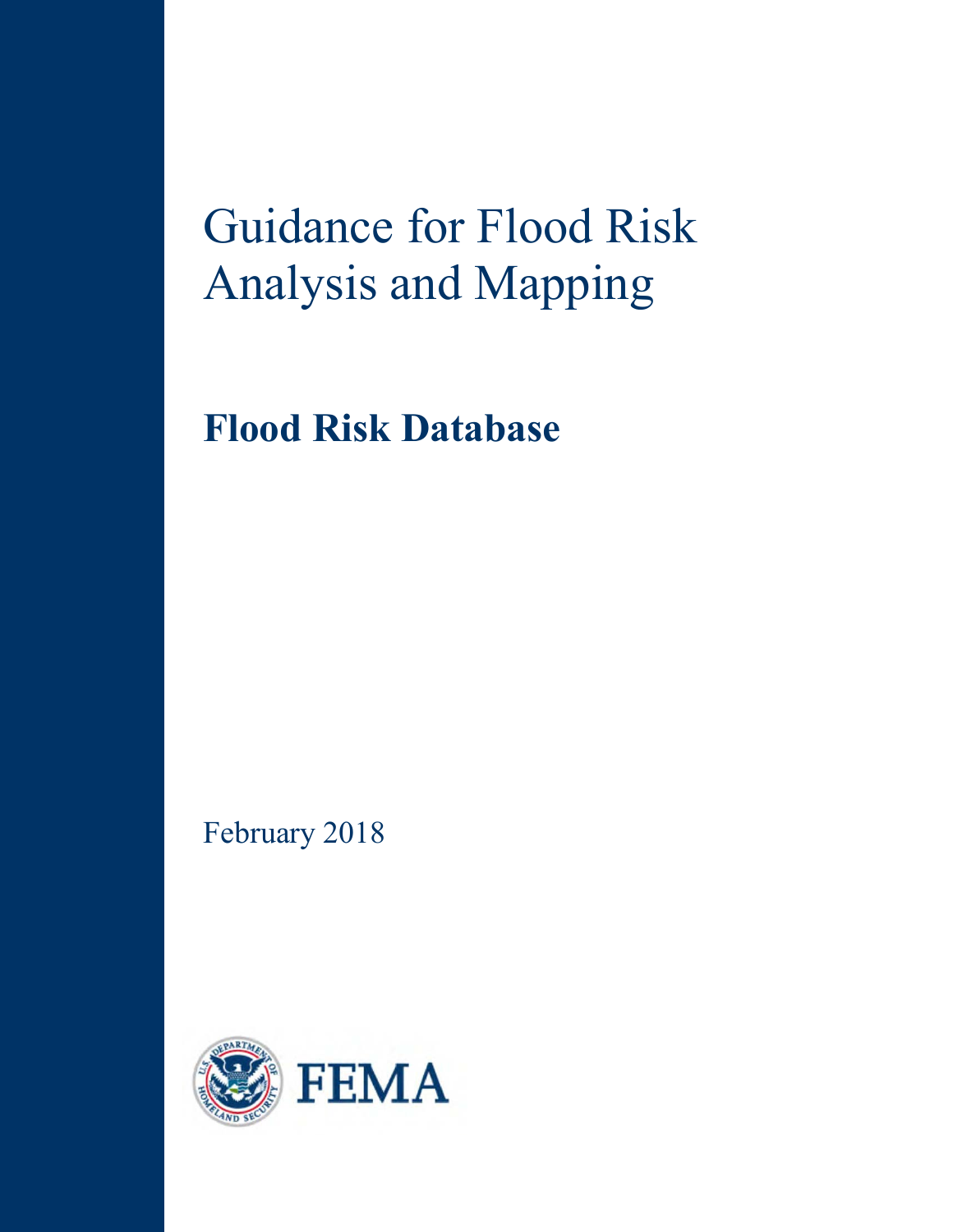# Guidance for Flood Risk Analysis and Mapping

## Flood Risk Database

February 2018

FEMA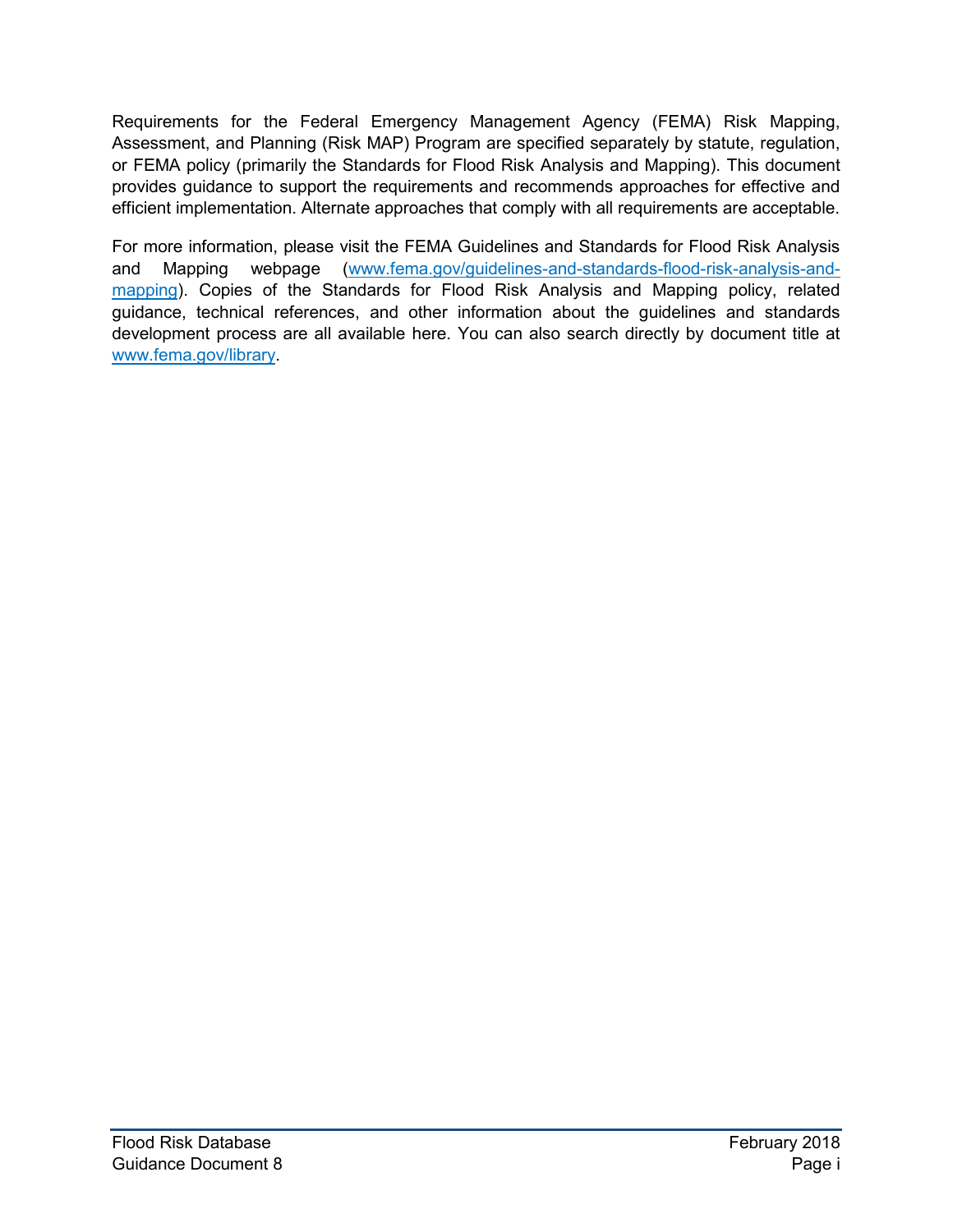Requirements for the Federal Emergency Management Agency (FEMA) Risk Mapping, Assessment, and Planning (Risk MAP) Program are specified separately by statute, regulation, or FEMA policy (primarily the Standards for Flood Risk Analysis and Mapping). This document provides guidance to support the requirements and recommends approaches for effective and efficient implementation. Alternate approaches that comply with all requirements are acceptable.

For more information, please visit the FEMA Guidelines and Standards for Flood Risk Analysis and Mapping webpage (www.fema.gov/guidelines-and-standards-flood-risk-analysis-and-mapping). Copies of the Standards for Flood Risk Analysis and Mapping policy, related guidance, technical references, and other information about the guidelines and standards development process are all available here. You can also search directly by document title at www.fema.gov/library.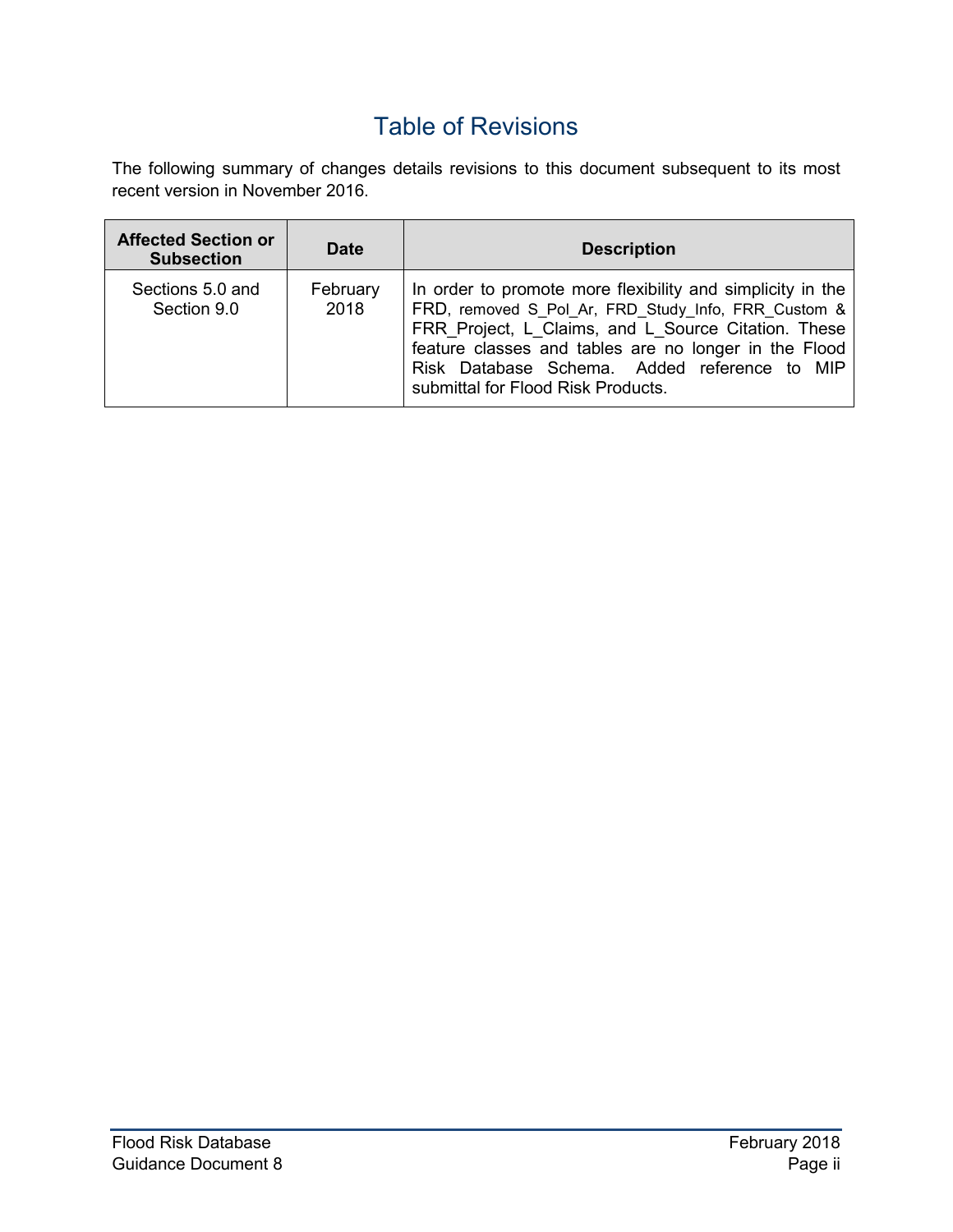# Table of Revisions

The following summary of changes details revisions to this document subsequent to its most recent version in November 2016.

| Affected Section or Subsection | Date | Description |
|---|---|---|
| Sections 5.0 and Section 9.0 | February 2018 | In order to promote more flexibility and simplicity in the FRD, removed S_Pol_Ar, FRD_Study_Info, FRR_Custom & FRR_Project, L_Claims, and L_Source Citation. These feature classes and tables are no longer in the Flood Risk Database Schema. Added reference to MIP submittal for Flood Risk Products. |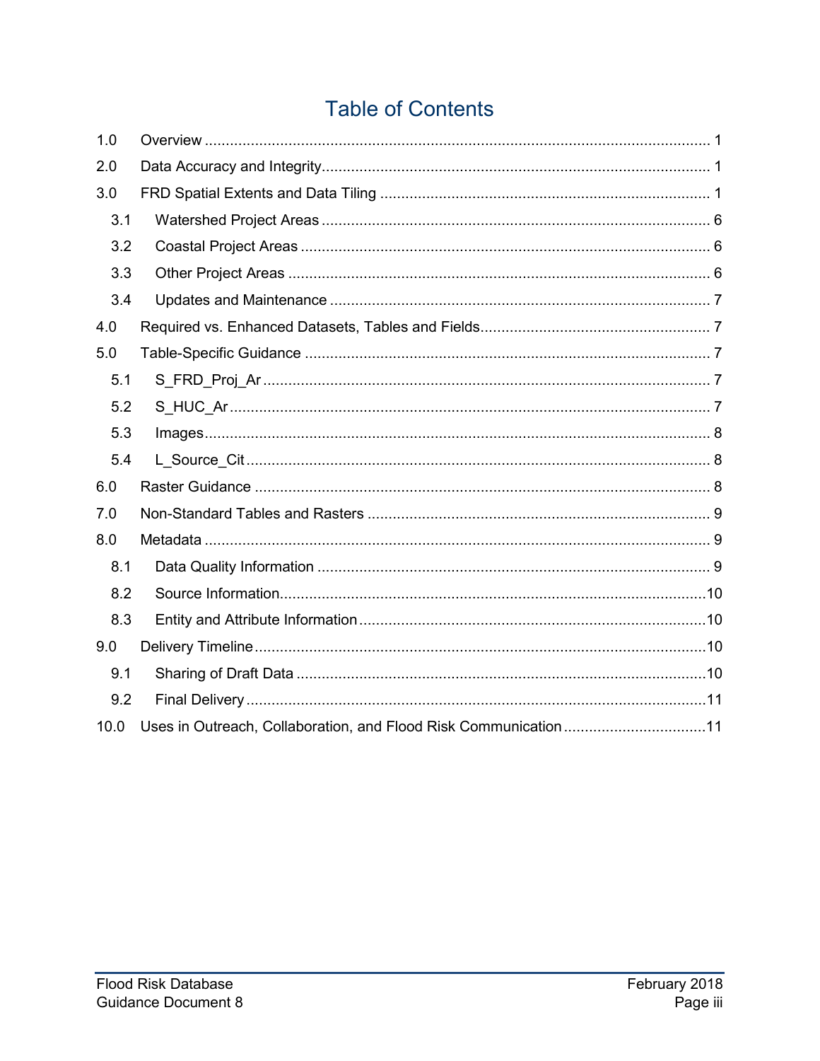# Table of Contents

1.0 Overview ........................................................................................................................ 1

2.0 Data Accuracy and Integrity............................................................................................ 1

3.0 FRD Spatial Extents and Data Tiling .............................................................................. 1

- 3.1 Watershed Project Areas ............................................................................................ 6
- 3.2 Coastal Project Areas ................................................................................................. 6
- 3.3 Other Project Areas .................................................................................................... 6
- 3.4 Updates and Maintenance .......................................................................................... 7

4.0 Required vs. Enhanced Datasets, Tables and Fields...................................................... 7

5.0 Table-Specific Guidance ................................................................................................ 7

- 5.1 S_FRD_Proj_Ar .......................................................................................................... 7
- 5.2 S_HUC_Ar .................................................................................................................. 7
- 5.3 Images........................................................................................................................ 8
- 5.4 L_Source_Cit .............................................................................................................. 8

6.0 Raster Guidance ............................................................................................................ 8

7.0 Non-Standard Tables and Rasters ................................................................................. 9

8.0 Metadata ........................................................................................................................ 9

- 8.1 Data Quality Information ............................................................................................. 9
- 8.2 Source Information.....................................................................................................10
- 8.3 Entity and Attribute Information ..................................................................................10

9.0 Delivery Timeline...........................................................................................................10

- 9.1 Sharing of Draft Data .................................................................................................10
- 9.2 Final Delivery .............................................................................................................11

10.0 Uses in Outreach, Collaboration, and Flood Risk Communication .................................11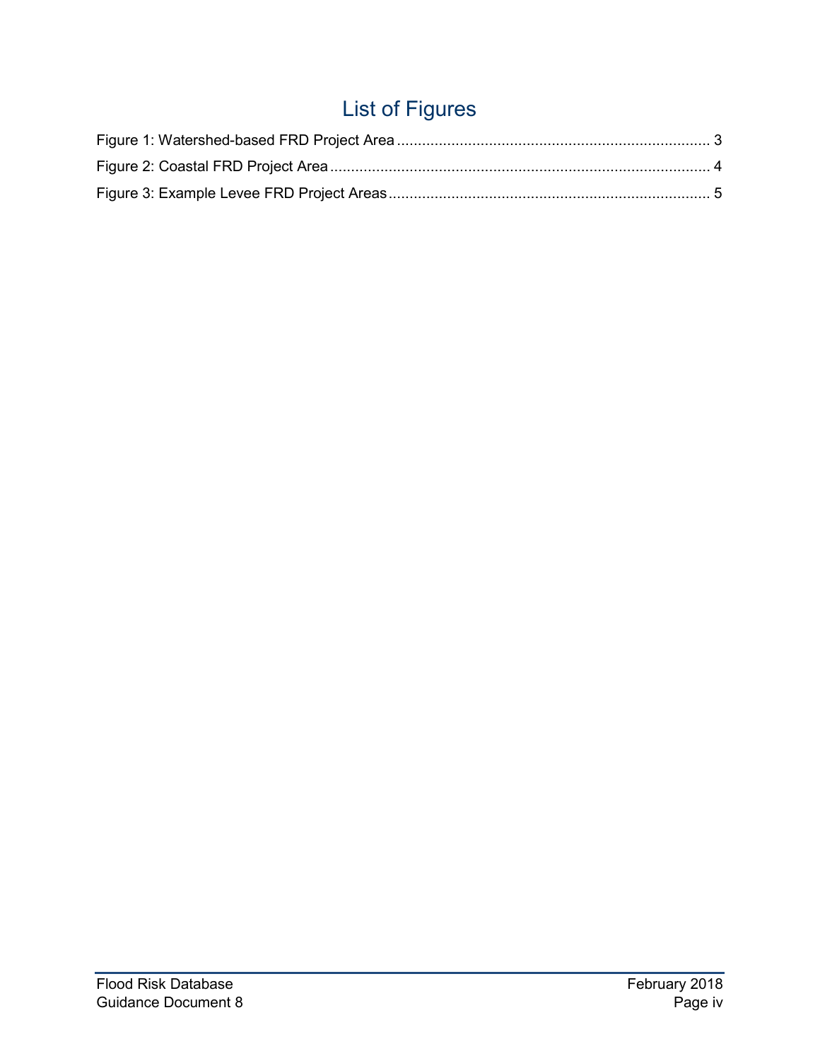# List of Figures

Figure 1: Watershed-based FRD Project Area .......... 3
Figure 2: Coastal FRD Project Area .......... 4
Figure 3: Example Levee FRD Project Areas .......... 5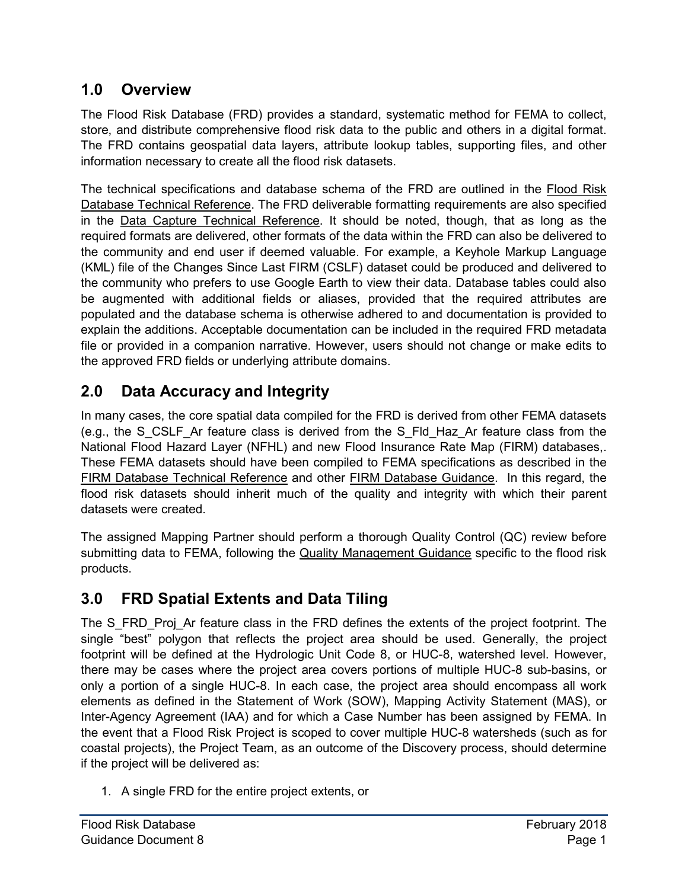## 1.0 Overview

The Flood Risk Database (FRD) provides a standard, systematic method for FEMA to collect, store, and distribute comprehensive flood risk data to the public and others in a digital format. The FRD contains geospatial data layers, attribute lookup tables, supporting files, and other information necessary to create all the flood risk datasets.

The technical specifications and database schema of the FRD are outlined in the Flood Risk Database Technical Reference. The FRD deliverable formatting requirements are also specified in the Data Capture Technical Reference. It should be noted, though, that as long as the required formats are delivered, other formats of the data within the FRD can also be delivered to the community and end user if deemed valuable. For example, a Keyhole Markup Language (KML) file of the Changes Since Last FIRM (CSLF) dataset could be produced and delivered to the community who prefers to use Google Earth to view their data. Database tables could also be augmented with additional fields or aliases, provided that the required attributes are populated and the database schema is otherwise adhered to and documentation is provided to explain the additions. Acceptable documentation can be included in the required FRD metadata file or provided in a companion narrative. However, users should not change or make edits to the approved FRD fields or underlying attribute domains.

## 2.0 Data Accuracy and Integrity

In many cases, the core spatial data compiled for the FRD is derived from other FEMA datasets (e.g., the S_CSLF_Ar feature class is derived from the S_Fld_Haz_Ar feature class from the National Flood Hazard Layer (NFHL) and new Flood Insurance Rate Map (FIRM) databases,. These FEMA datasets should have been compiled to FEMA specifications as described in the FIRM Database Technical Reference and other FIRM Database Guidance. In this regard, the flood risk datasets should inherit much of the quality and integrity with which their parent datasets were created.

The assigned Mapping Partner should perform a thorough Quality Control (QC) review before submitting data to FEMA, following the Quality Management Guidance specific to the flood risk products.

## 3.0 FRD Spatial Extents and Data Tiling

The S_FRD_Proj_Ar feature class in the FRD defines the extents of the project footprint. The single "best" polygon that reflects the project area should be used. Generally, the project footprint will be defined at the Hydrologic Unit Code 8, or HUC-8, watershed level. However, there may be cases where the project area covers portions of multiple HUC-8 sub-basins, or only a portion of a single HUC-8. In each case, the project area should encompass all work elements as defined in the Statement of Work (SOW), Mapping Activity Statement (MAS), or Inter-Agency Agreement (IAA) and for which a Case Number has been assigned by FEMA. In the event that a Flood Risk Project is scoped to cover multiple HUC-8 watersheds (such as for coastal projects), the Project Team, as an outcome of the Discovery process, should determine if the project will be delivered as:

1. A single FRD for the entire project extents, or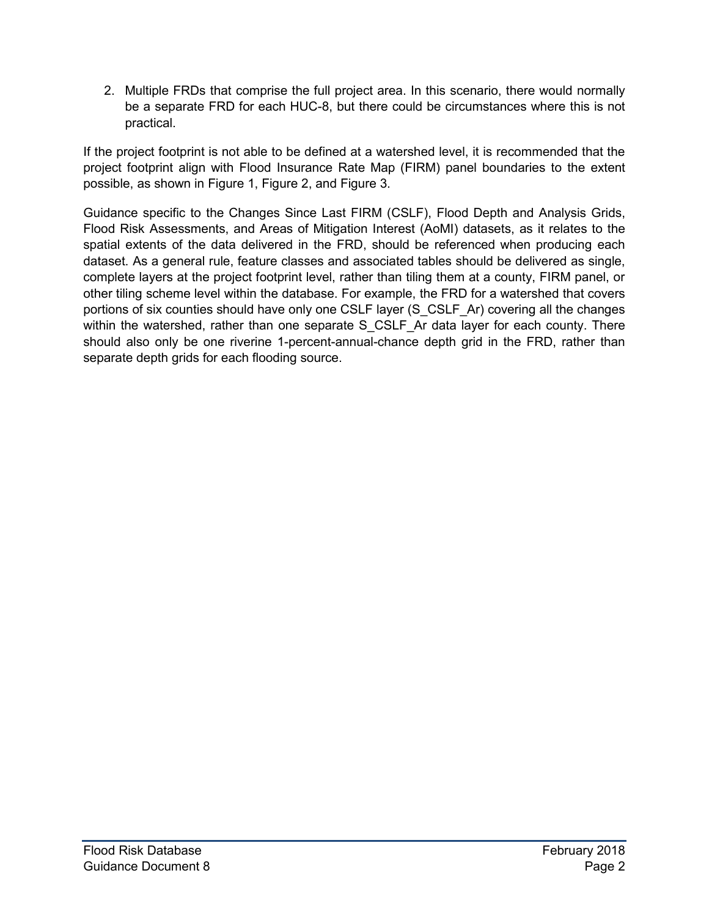2. Multiple FRDs that comprise the full project area. In this scenario, there would normally be a separate FRD for each HUC-8, but there could be circumstances where this is not practical.

If the project footprint is not able to be defined at a watershed level, it is recommended that the project footprint align with Flood Insurance Rate Map (FIRM) panel boundaries to the extent possible, as shown in Figure 1, Figure 2, and Figure 3.

Guidance specific to the Changes Since Last FIRM (CSLF), Flood Depth and Analysis Grids, Flood Risk Assessments, and Areas of Mitigation Interest (AoMI) datasets, as it relates to the spatial extents of the data delivered in the FRD, should be referenced when producing each dataset. As a general rule, feature classes and associated tables should be delivered as single, complete layers at the project footprint level, rather than tiling them at a county, FIRM panel, or other tiling scheme level within the database. For example, the FRD for a watershed that covers portions of six counties should have only one CSLF layer (S_CSLF_Ar) covering all the changes within the watershed, rather than one separate S_CSLF_Ar data layer for each county. There should also only be one riverine 1-percent-annual-chance depth grid in the FRD, rather than separate depth grids for each flooding source.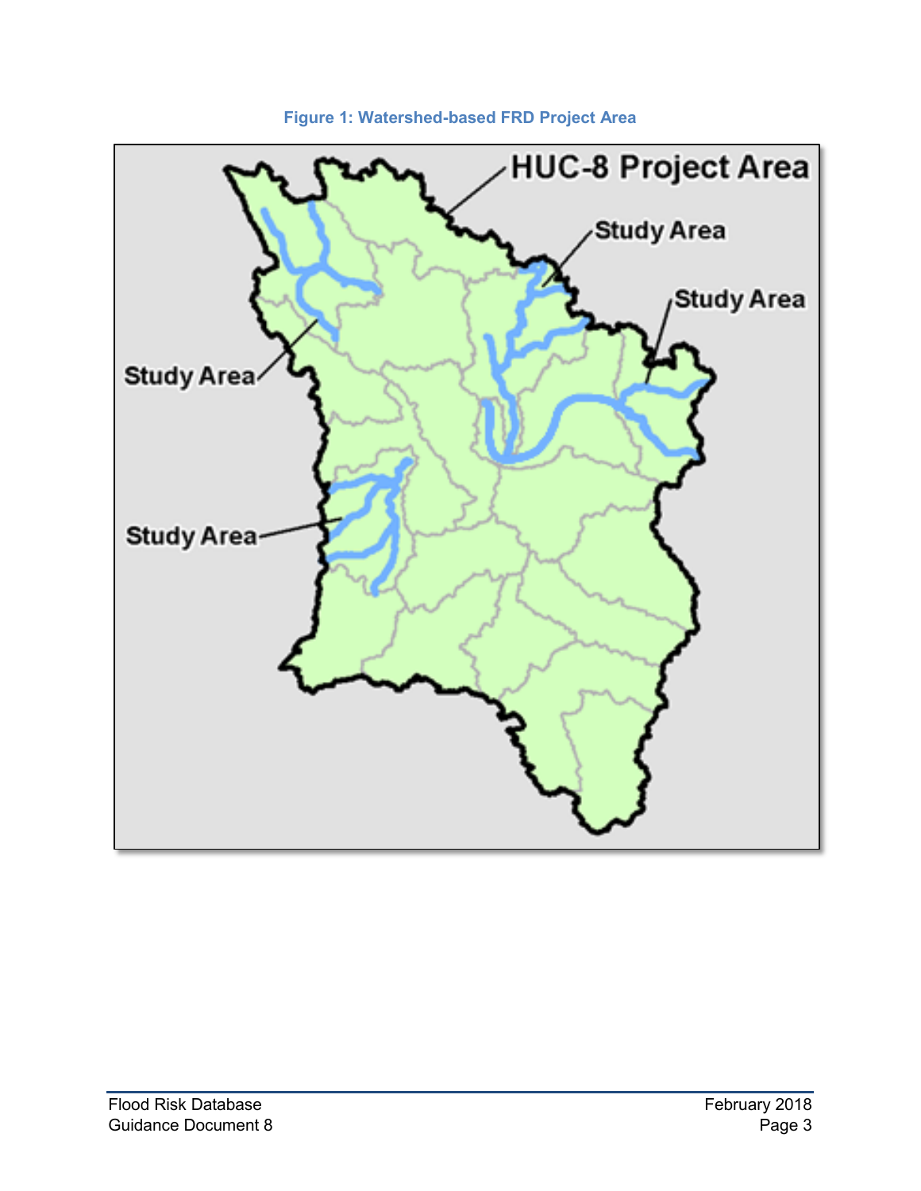**Figure 1: Watershed-based FRD Project Area**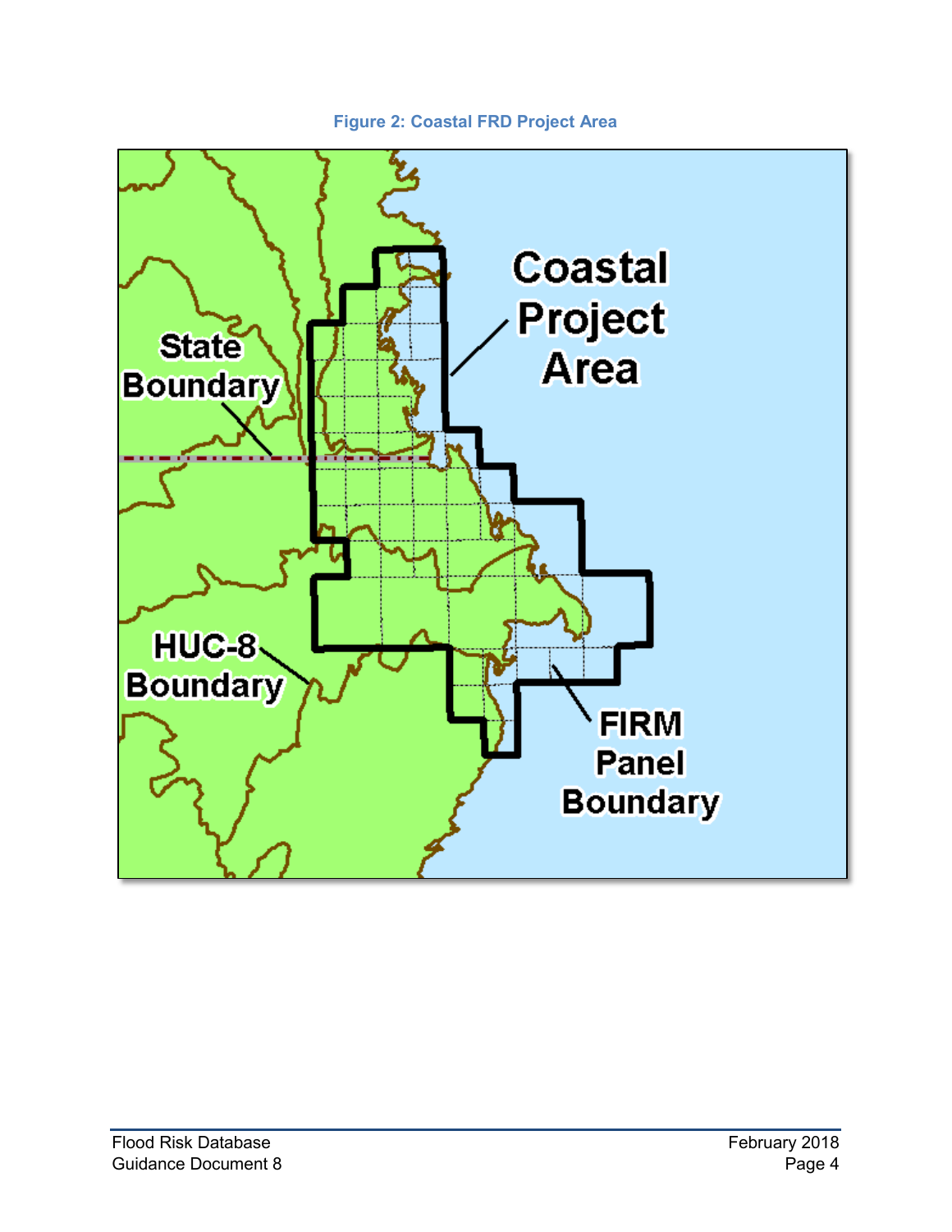**Figure 2: Coastal FRD Project Area**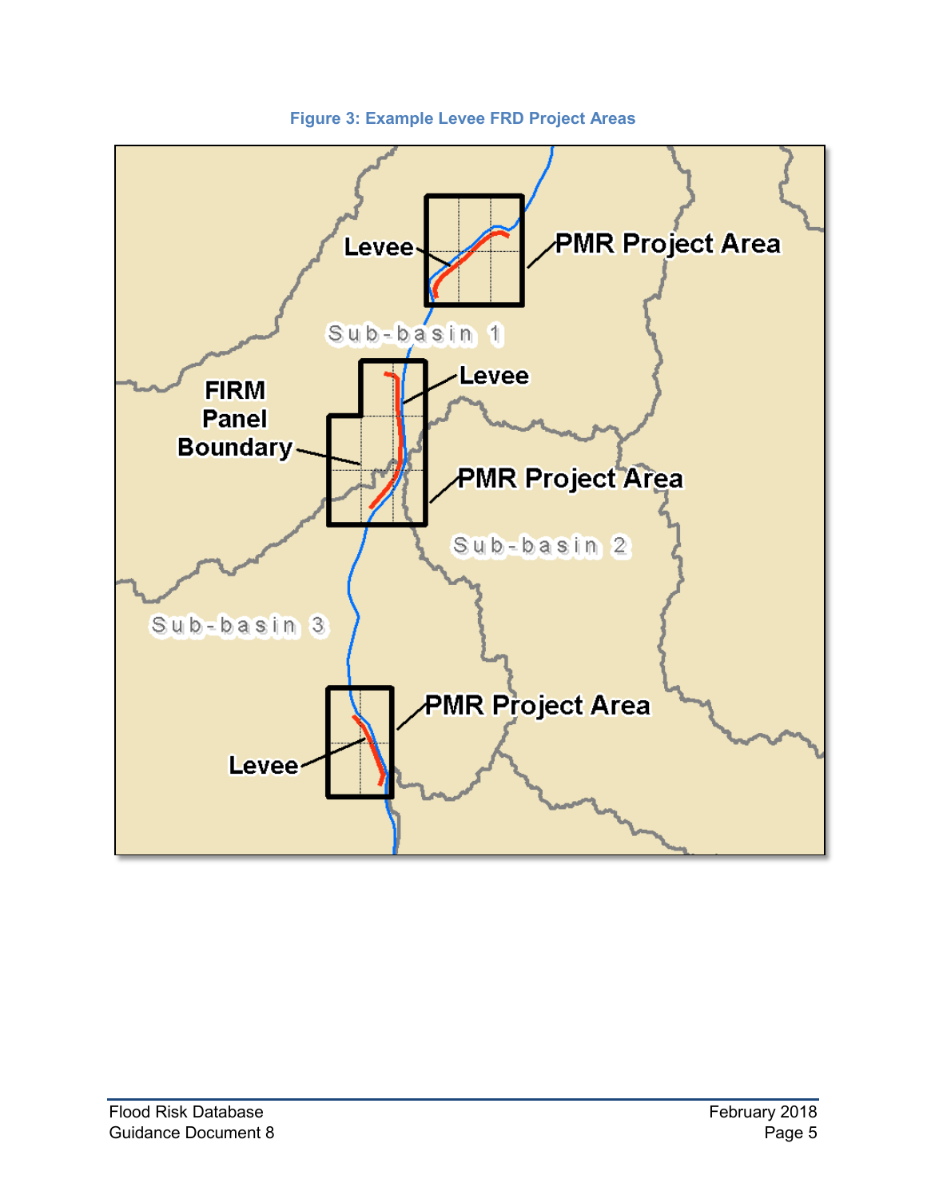**Figure 3: Example Levee FRD Project Areas**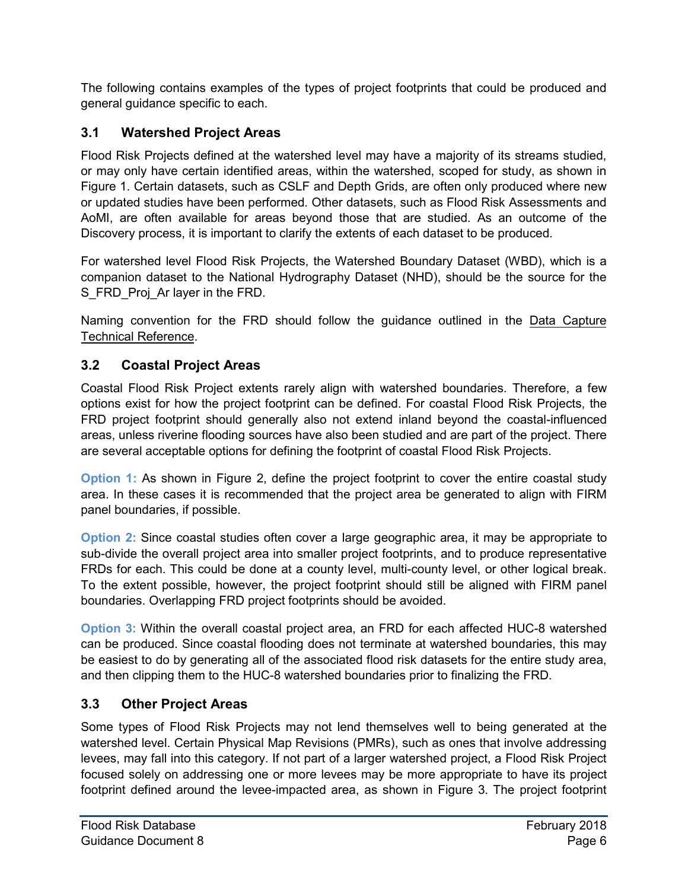The following contains examples of the types of project footprints that could be produced and general guidance specific to each.

### 3.1 Watershed Project Areas

Flood Risk Projects defined at the watershed level may have a majority of its streams studied, or may only have certain identified areas, within the watershed, scoped for study, as shown in Figure 1. Certain datasets, such as CSLF and Depth Grids, are often only produced where new or updated studies have been performed. Other datasets, such as Flood Risk Assessments and AoMI, are often available for areas beyond those that are studied. As an outcome of the Discovery process, it is important to clarify the extents of each dataset to be produced.

For watershed level Flood Risk Projects, the Watershed Boundary Dataset (WBD), which is a companion dataset to the National Hydrography Dataset (NHD), should be the source for the S_FRD_Proj_Ar layer in the FRD.

Naming convention for the FRD should follow the guidance outlined in the Data Capture Technical Reference.

### 3.2 Coastal Project Areas

Coastal Flood Risk Project extents rarely align with watershed boundaries. Therefore, a few options exist for how the project footprint can be defined. For coastal Flood Risk Projects, the FRD project footprint should generally also not extend inland beyond the coastal-influenced areas, unless riverine flooding sources have also been studied and are part of the project. There are several acceptable options for defining the footprint of coastal Flood Risk Projects.

**Option 1:** As shown in Figure 2, define the project footprint to cover the entire coastal study area. In these cases it is recommended that the project area be generated to align with FIRM panel boundaries, if possible.

**Option 2:** Since coastal studies often cover a large geographic area, it may be appropriate to sub-divide the overall project area into smaller project footprints, and to produce representative FRDs for each. This could be done at a county level, multi-county level, or other logical break. To the extent possible, however, the project footprint should still be aligned with FIRM panel boundaries. Overlapping FRD project footprints should be avoided.

**Option 3:** Within the overall coastal project area, an FRD for each affected HUC-8 watershed can be produced. Since coastal flooding does not terminate at watershed boundaries, this may be easiest to do by generating all of the associated flood risk datasets for the entire study area, and then clipping them to the HUC-8 watershed boundaries prior to finalizing the FRD.

### 3.3 Other Project Areas

Some types of Flood Risk Projects may not lend themselves well to being generated at the watershed level. Certain Physical Map Revisions (PMRs), such as ones that involve addressing levees, may fall into this category. If not part of a larger watershed project, a Flood Risk Project focused solely on addressing one or more levees may be more appropriate to have its project footprint defined around the levee-impacted area, as shown in Figure 3. The project footprint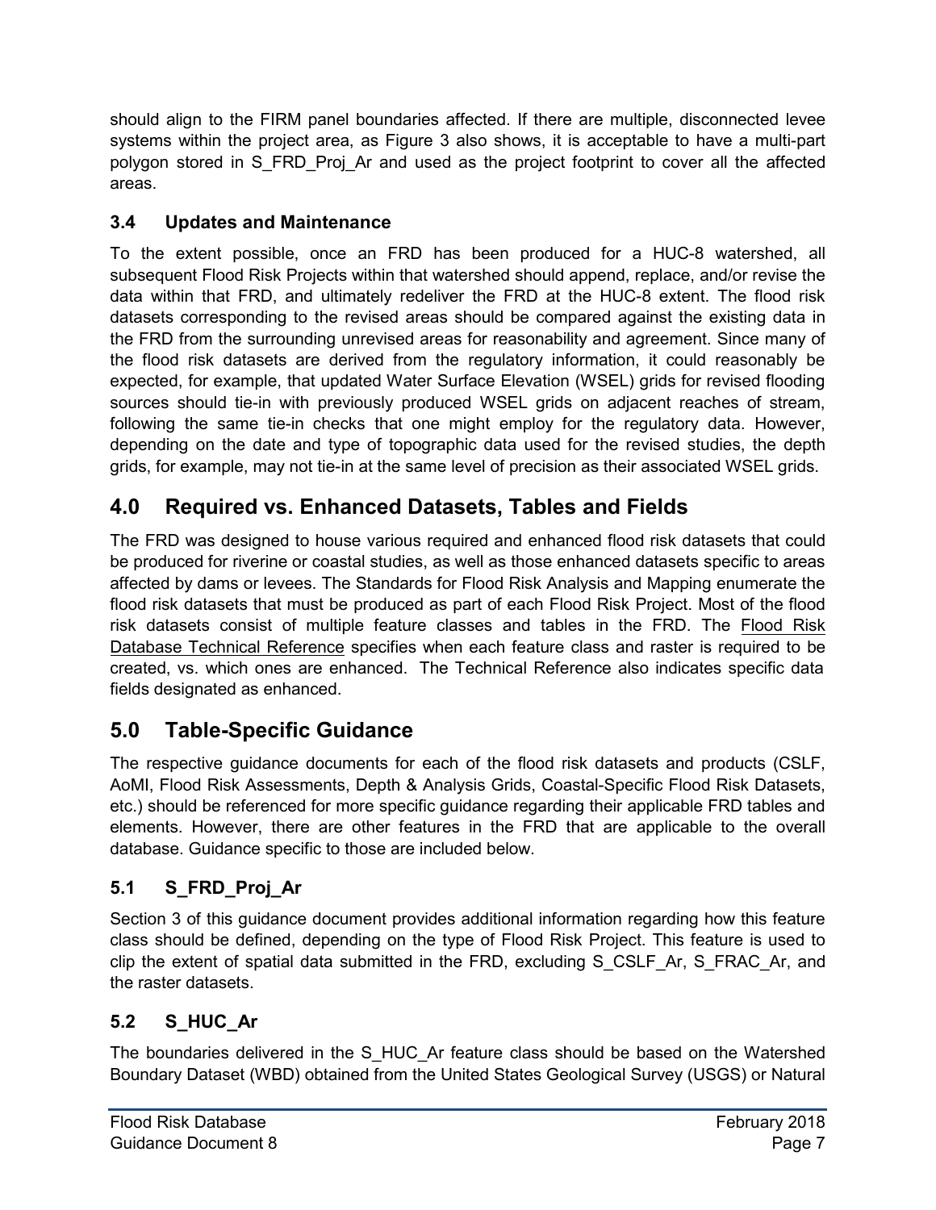should align to the FIRM panel boundaries affected. If there are multiple, disconnected levee systems within the project area, as Figure 3 also shows, it is acceptable to have a multi-part polygon stored in S_FRD_Proj_Ar and used as the project footprint to cover all the affected areas.

### 3.4 Updates and Maintenance

To the extent possible, once an FRD has been produced for a HUC-8 watershed, all subsequent Flood Risk Projects within that watershed should append, replace, and/or revise the data within that FRD, and ultimately redeliver the FRD at the HUC-8 extent. The flood risk datasets corresponding to the revised areas should be compared against the existing data in the FRD from the surrounding unrevised areas for reasonability and agreement. Since many of the flood risk datasets are derived from the regulatory information, it could reasonably be expected, for example, that updated Water Surface Elevation (WSEL) grids for revised flooding sources should tie-in with previously produced WSEL grids on adjacent reaches of stream, following the same tie-in checks that one might employ for the regulatory data. However, depending on the date and type of topographic data used for the revised studies, the depth grids, for example, may not tie-in at the same level of precision as their associated WSEL grids.

## 4.0 Required vs. Enhanced Datasets, Tables and Fields

The FRD was designed to house various required and enhanced flood risk datasets that could be produced for riverine or coastal studies, as well as those enhanced datasets specific to areas affected by dams or levees. The Standards for Flood Risk Analysis and Mapping enumerate the flood risk datasets that must be produced as part of each Flood Risk Project. Most of the flood risk datasets consist of multiple feature classes and tables in the FRD. The Flood Risk Database Technical Reference specifies when each feature class and raster is required to be created, vs. which ones are enhanced. The Technical Reference also indicates specific data fields designated as enhanced.

## 5.0 Table-Specific Guidance

The respective guidance documents for each of the flood risk datasets and products (CSLF, AoMI, Flood Risk Assessments, Depth & Analysis Grids, Coastal-Specific Flood Risk Datasets, etc.) should be referenced for more specific guidance regarding their applicable FRD tables and elements. However, there are other features in the FRD that are applicable to the overall database. Guidance specific to those are included below.

### 5.1 S_FRD_Proj_Ar

Section 3 of this guidance document provides additional information regarding how this feature class should be defined, depending on the type of Flood Risk Project. This feature is used to clip the extent of spatial data submitted in the FRD, excluding S_CSLF_Ar, S_FRAC_Ar, and the raster datasets.

### 5.2 S_HUC_Ar

The boundaries delivered in the S_HUC_Ar feature class should be based on the Watershed Boundary Dataset (WBD) obtained from the United States Geological Survey (USGS) or Natural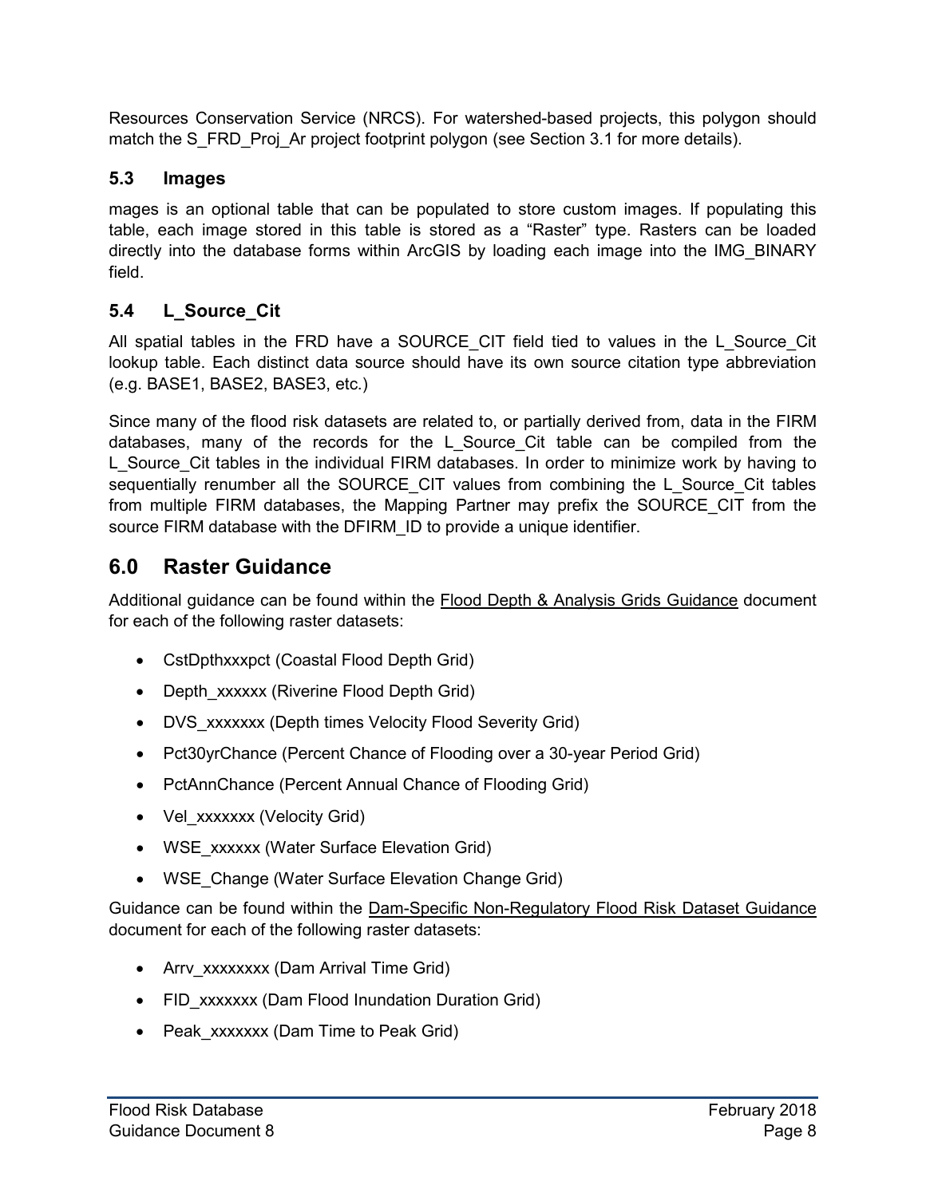Resources Conservation Service (NRCS). For watershed-based projects, this polygon should match the S_FRD_Proj_Ar project footprint polygon (see Section 3.1 for more details).

### 5.3 Images

mages is an optional table that can be populated to store custom images. If populating this table, each image stored in this table is stored as a "Raster" type. Rasters can be loaded directly into the database forms within ArcGIS by loading each image into the IMG_BINARY field.

### 5.4 L_Source_Cit

All spatial tables in the FRD have a SOURCE_CIT field tied to values in the L_Source_Cit lookup table. Each distinct data source should have its own source citation type abbreviation (e.g. BASE1, BASE2, BASE3, etc.)

Since many of the flood risk datasets are related to, or partially derived from, data in the FIRM databases, many of the records for the L_Source_Cit table can be compiled from the L_Source_Cit tables in the individual FIRM databases. In order to minimize work by having to sequentially renumber all the SOURCE_CIT values from combining the L_Source_Cit tables from multiple FIRM databases, the Mapping Partner may prefix the SOURCE_CIT from the source FIRM database with the DFIRM_ID to provide a unique identifier.

## 6.0 Raster Guidance

Additional guidance can be found within the Flood Depth & Analysis Grids Guidance document for each of the following raster datasets:

- CstDpthxxxpct (Coastal Flood Depth Grid)
- Depth_xxxxxx (Riverine Flood Depth Grid)
- DVS_xxxxxxx (Depth times Velocity Flood Severity Grid)
- Pct30yrChance (Percent Chance of Flooding over a 30-year Period Grid)
- PctAnnChance (Percent Annual Chance of Flooding Grid)
- Vel_xxxxxxx (Velocity Grid)
- WSE_xxxxxx (Water Surface Elevation Grid)
- WSE_Change (Water Surface Elevation Change Grid)

Guidance can be found within the Dam-Specific Non-Regulatory Flood Risk Dataset Guidance document for each of the following raster datasets:

- Arrv_xxxxxxxx (Dam Arrival Time Grid)
- FID_xxxxxxx (Dam Flood Inundation Duration Grid)
- Peak_xxxxxxx (Dam Time to Peak Grid)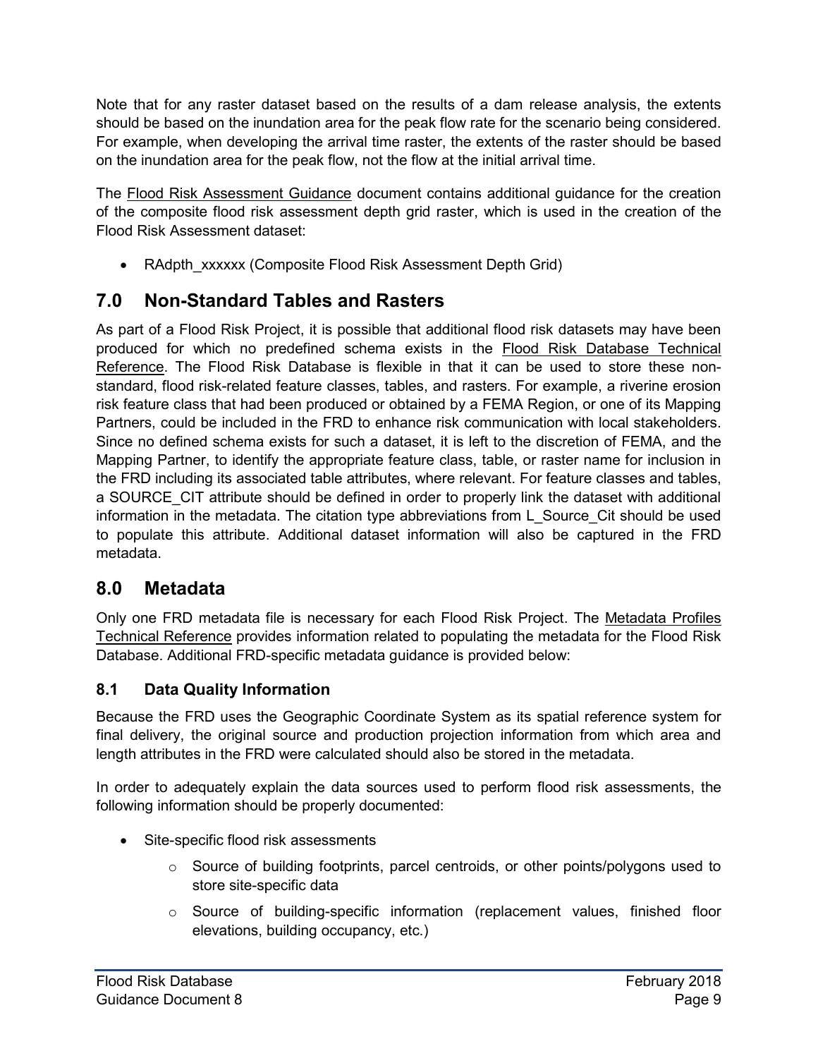Note that for any raster dataset based on the results of a dam release analysis, the extents should be based on the inundation area for the peak flow rate for the scenario being considered. For example, when developing the arrival time raster, the extents of the raster should be based on the inundation area for the peak flow, not the flow at the initial arrival time.

The Flood Risk Assessment Guidance document contains additional guidance for the creation of the composite flood risk assessment depth grid raster, which is used in the creation of the Flood Risk Assessment dataset:

- RAdpth_xxxxxx (Composite Flood Risk Assessment Depth Grid)

## 7.0 Non-Standard Tables and Rasters

As part of a Flood Risk Project, it is possible that additional flood risk datasets may have been produced for which no predefined schema exists in the Flood Risk Database Technical Reference. The Flood Risk Database is flexible in that it can be used to store these non-standard, flood risk-related feature classes, tables, and rasters. For example, a riverine erosion risk feature class that had been produced or obtained by a FEMA Region, or one of its Mapping Partners, could be included in the FRD to enhance risk communication with local stakeholders. Since no defined schema exists for such a dataset, it is left to the discretion of FEMA, and the Mapping Partner, to identify the appropriate feature class, table, or raster name for inclusion in the FRD including its associated table attributes, where relevant. For feature classes and tables, a SOURCE_CIT attribute should be defined in order to properly link the dataset with additional information in the metadata. The citation type abbreviations from L_Source_Cit should be used to populate this attribute. Additional dataset information will also be captured in the FRD metadata.

## 8.0 Metadata

Only one FRD metadata file is necessary for each Flood Risk Project. The Metadata Profiles Technical Reference provides information related to populating the metadata for the Flood Risk Database. Additional FRD-specific metadata guidance is provided below:

### 8.1 Data Quality Information

Because the FRD uses the Geographic Coordinate System as its spatial reference system for final delivery, the original source and production projection information from which area and length attributes in the FRD were calculated should also be stored in the metadata.

In order to adequately explain the data sources used to perform flood risk assessments, the following information should be properly documented:

- Site-specific flood risk assessments
  - Source of building footprints, parcel centroids, or other points/polygons used to store site-specific data
  - Source of building-specific information (replacement values, finished floor elevations, building occupancy, etc.)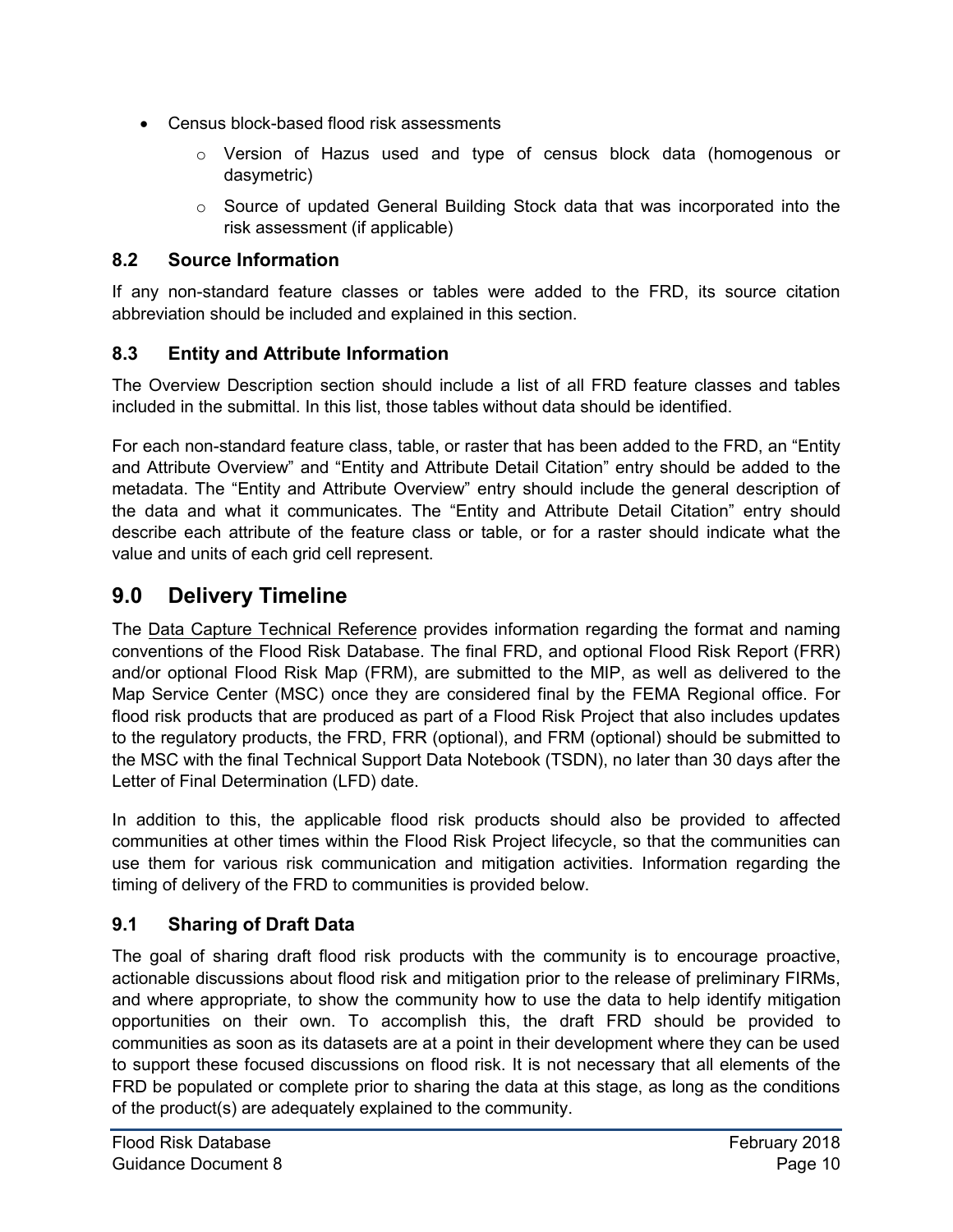- Census block-based flood risk assessments
    - Version of Hazus used and type of census block data (homogenous or dasymetric)
    - Source of updated General Building Stock data that was incorporated into the risk assessment (if applicable)

### 8.2 Source Information

If any non-standard feature classes or tables were added to the FRD, its source citation abbreviation should be included and explained in this section.

### 8.3 Entity and Attribute Information

The Overview Description section should include a list of all FRD feature classes and tables included in the submittal. In this list, those tables without data should be identified.

For each non-standard feature class, table, or raster that has been added to the FRD, an "Entity and Attribute Overview" and "Entity and Attribute Detail Citation" entry should be added to the metadata. The "Entity and Attribute Overview" entry should include the general description of the data and what it communicates. The "Entity and Attribute Detail Citation" entry should describe each attribute of the feature class or table, or for a raster should indicate what the value and units of each grid cell represent.

## 9.0 Delivery Timeline

The Data Capture Technical Reference provides information regarding the format and naming conventions of the Flood Risk Database. The final FRD, and optional Flood Risk Report (FRR) and/or optional Flood Risk Map (FRM), are submitted to the MIP, as well as delivered to the Map Service Center (MSC) once they are considered final by the FEMA Regional office. For flood risk products that are produced as part of a Flood Risk Project that also includes updates to the regulatory products, the FRD, FRR (optional), and FRM (optional) should be submitted to the MSC with the final Technical Support Data Notebook (TSDN), no later than 30 days after the Letter of Final Determination (LFD) date.

In addition to this, the applicable flood risk products should also be provided to affected communities at other times within the Flood Risk Project lifecycle, so that the communities can use them for various risk communication and mitigation activities. Information regarding the timing of delivery of the FRD to communities is provided below.

### 9.1 Sharing of Draft Data

The goal of sharing draft flood risk products with the community is to encourage proactive, actionable discussions about flood risk and mitigation prior to the release of preliminary FIRMs, and where appropriate, to show the community how to use the data to help identify mitigation opportunities on their own. To accomplish this, the draft FRD should be provided to communities as soon as its datasets are at a point in their development where they can be used to support these focused discussions on flood risk. It is not necessary that all elements of the FRD be populated or complete prior to sharing the data at this stage, as long as the conditions of the product(s) are adequately explained to the community.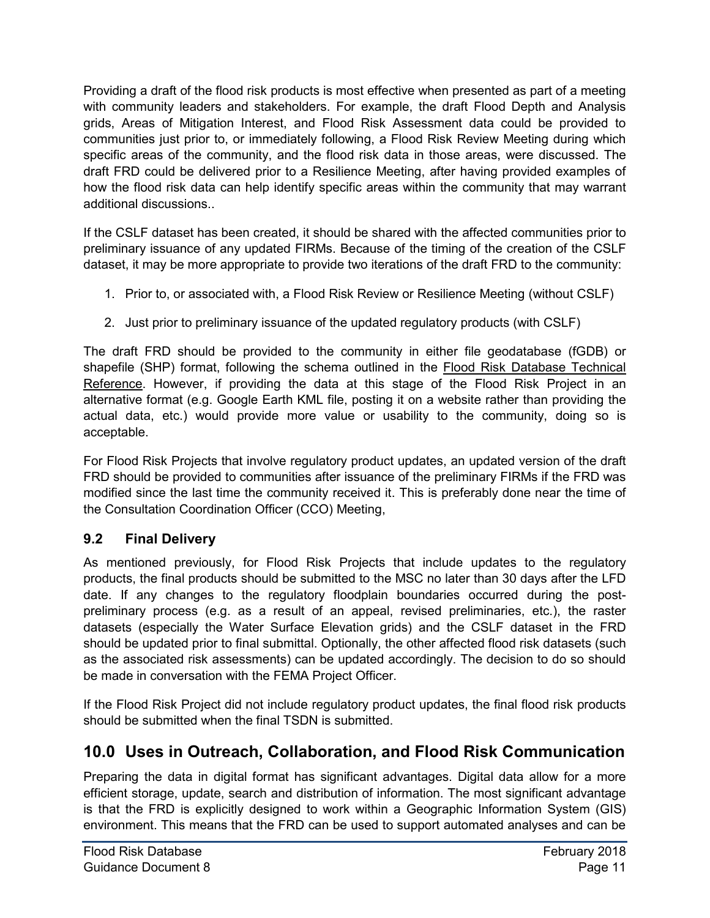Providing a draft of the flood risk products is most effective when presented as part of a meeting with community leaders and stakeholders. For example, the draft Flood Depth and Analysis grids, Areas of Mitigation Interest, and Flood Risk Assessment data could be provided to communities just prior to, or immediately following, a Flood Risk Review Meeting during which specific areas of the community, and the flood risk data in those areas, were discussed. The draft FRD could be delivered prior to a Resilience Meeting, after having provided examples of how the flood risk data can help identify specific areas within the community that may warrant additional discussions..

If the CSLF dataset has been created, it should be shared with the affected communities prior to preliminary issuance of any updated FIRMs. Because of the timing of the creation of the CSLF dataset, it may be more appropriate to provide two iterations of the draft FRD to the community:

1. Prior to, or associated with, a Flood Risk Review or Resilience Meeting (without CSLF)
2. Just prior to preliminary issuance of the updated regulatory products (with CSLF)

The draft FRD should be provided to the community in either file geodatabase (fGDB) or shapefile (SHP) format, following the schema outlined in the Flood Risk Database Technical Reference. However, if providing the data at this stage of the Flood Risk Project in an alternative format (e.g. Google Earth KML file, posting it on a website rather than providing the actual data, etc.) would provide more value or usability to the community, doing so is acceptable.

For Flood Risk Projects that involve regulatory product updates, an updated version of the draft FRD should be provided to communities after issuance of the preliminary FIRMs if the FRD was modified since the last time the community received it. This is preferably done near the time of the Consultation Coordination Officer (CCO) Meeting,

### 9.2 Final Delivery

As mentioned previously, for Flood Risk Projects that include updates to the regulatory products, the final products should be submitted to the MSC no later than 30 days after the LFD date. If any changes to the regulatory floodplain boundaries occurred during the post-preliminary process (e.g. as a result of an appeal, revised preliminaries, etc.), the raster datasets (especially the Water Surface Elevation grids) and the CSLF dataset in the FRD should be updated prior to final submittal. Optionally, the other affected flood risk datasets (such as the associated risk assessments) can be updated accordingly. The decision to do so should be made in conversation with the FEMA Project Officer.

If the Flood Risk Project did not include regulatory product updates, the final flood risk products should be submitted when the final TSDN is submitted.

## 10.0 Uses in Outreach, Collaboration, and Flood Risk Communication

Preparing the data in digital format has significant advantages. Digital data allow for a more efficient storage, update, search and distribution of information. The most significant advantage is that the FRD is explicitly designed to work within a Geographic Information System (GIS) environment. This means that the FRD can be used to support automated analyses and can be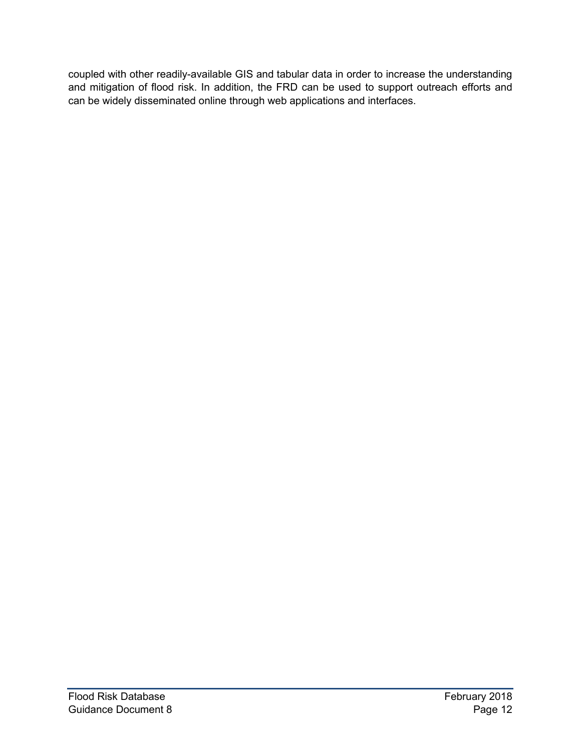coupled with other readily-available GIS and tabular data in order to increase the understanding and mitigation of flood risk. In addition, the FRD can be used to support outreach efforts and can be widely disseminated online through web applications and interfaces.